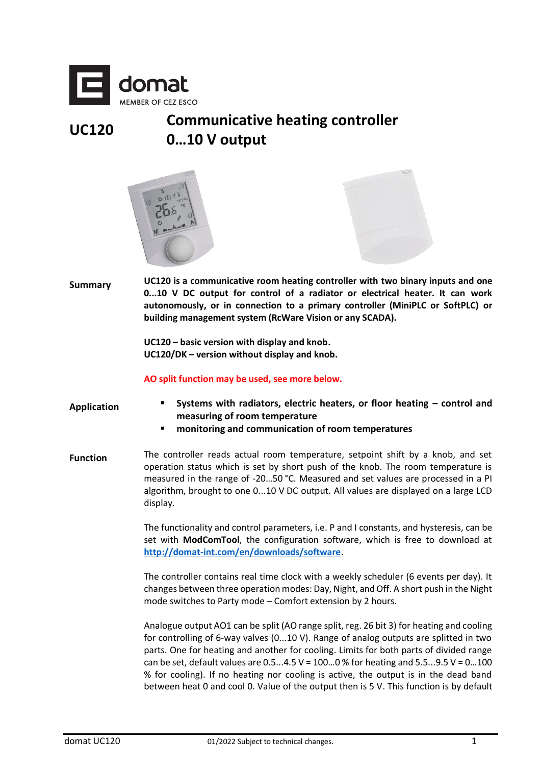domat

MEMBER OF CEZ ESCO

# UC120 Communicative heating controller 0…10 V output

**Summary**

**UC120 is a communicative room heating controller with two binary inputs and one 0...10 V DC output for control of a radiator or electrical heater. It can work autonomously, or in connection to a primary controller (MiniPLC or SoftPLC) or building management system (RcWare Vision or any SCADA).**

**UC120 – basic version with display and knob.**
**UC120/DK – version without display and knob.**

**AO split function may be used, see more below.**

**Application**

- **Systems with radiators, electric heaters, or floor heating – control and measuring of room temperature**
- **monitoring and communication of room temperatures**

**Function**

The controller reads actual room temperature, setpoint shift by a knob, and set operation status which is set by short push of the knob. The room temperature is measured in the range of -20…50 °C. Measured and set values are processed in a PI algorithm, brought to one 0...10 V DC output. All values are displayed on a large LCD display.

The functionality and control parameters, i.e. P and I constants, and hysteresis, can be set with **ModComTool**, the configuration software, which is free to download at [http://domat-int.com/en/downloads/software](http://domat-int.com/en/downloads/software).

The controller contains real time clock with a weekly scheduler (6 events per day). It changes between three operation modes: Day, Night, and Off. A short push in the Night mode switches to Party mode – Comfort extension by 2 hours.

Analogue output AO1 can be split (AO range split, reg. 26 bit 3) for heating and cooling for controlling of 6-way valves (0...10 V). Range of analog outputs are splitted in two parts. One for heating and another for cooling. Limits for both parts of divided range can be set, default values are 0.5...4.5 V = 100…0 % for heating and 5.5...9.5 V = 0…100 % for cooling). If no heating nor cooling is active, the output is in the dead band between heat 0 and cool 0. Value of the output then is 5 V. This function is by default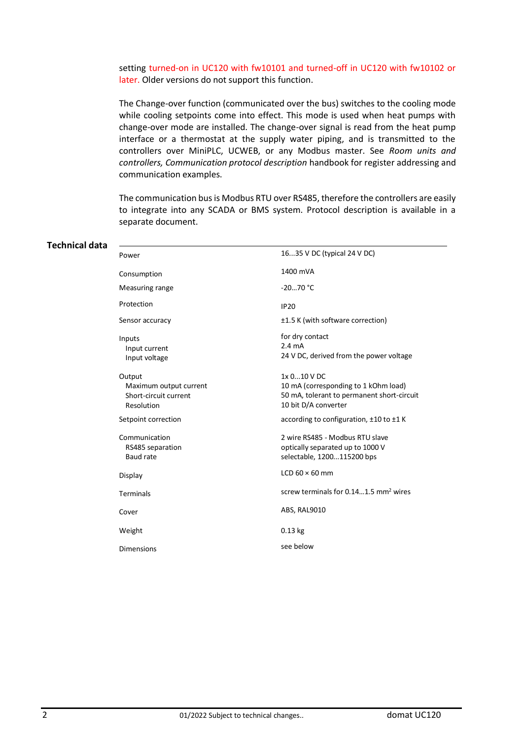setting turned-on in UC120 with fw10101 and turned-off in UC120 with fw10102 or later. Older versions do not support this function.

The Change-over function (communicated over the bus) switches to the cooling mode while cooling setpoints come into effect. This mode is used when heat pumps with change-over mode are installed. The change-over signal is read from the heat pump interface or a thermostat at the supply water piping, and is transmitted to the controllers over MiniPLC, UCWEB, or any Modbus master. See *Room units and controllers, Communication protocol description* handbook for register addressing and communication examples.

The communication bus is Modbus RTU over RS485, therefore the controllers are easily to integrate into any SCADA or BMS system. Protocol description is available in a separate document.

## Technical data

| | |
|---|---|
| Power | 16...35 V DC (typical 24 V DC) |
| Consumption | 1400 mVA |
| Measuring range | -20…70 °C |
| Protection | IP20 |
| Sensor accuracy | ±1.5 K (with software correction) |
| Inputs | for dry contact |
| Input current | 2.4 mA |
| Input voltage | 24 V DC, derived from the power voltage |
| Output | 1x 0...10 V DC |
| Maximum output current | 10 mA (corresponding to 1 kOhm load) |
| Short-circuit current | 50 mA, tolerant to permanent short-circuit |
| Resolution | 10 bit D/A converter |
| Setpoint correction | according to configuration, ±10 to ±1 K |
| Communication | 2 wire RS485 - Modbus RTU slave |
| RS485 separation | optically separated up to 1000 V |
| Baud rate | selectable, 1200...115200 bps |
| Display | LCD 60 × 60 mm |
| Terminals | screw terminals for 0.14…1.5 mm² wires |
| Cover | ABS, RAL9010 |
| Weight | 0.13 kg |
| Dimensions | see below |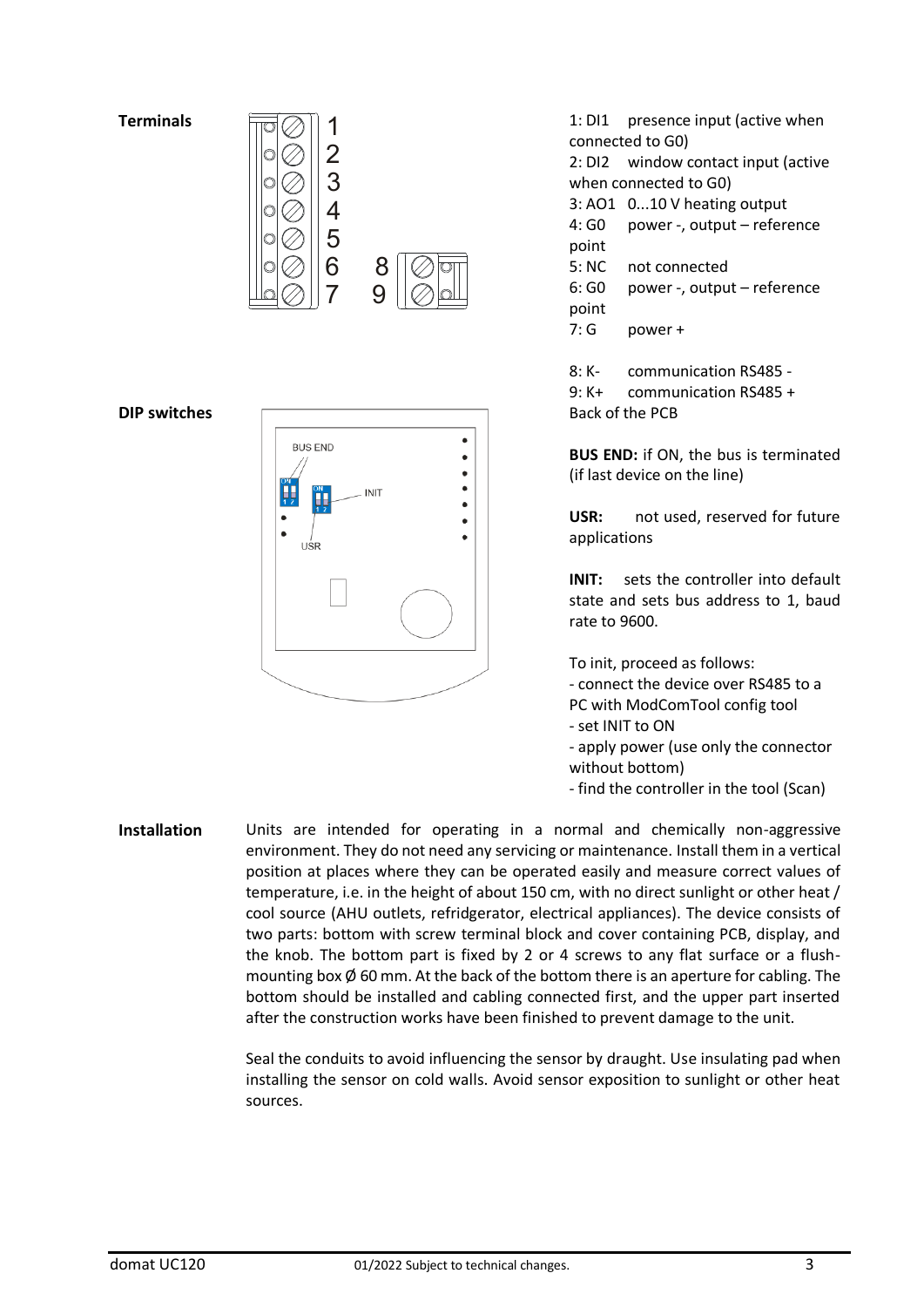**Terminals**

1: DI1 presence input (active when connected to G0)
2: DI2 window contact input (active when connected to G0)
3: AO1 0...10 V heating output
4: G0 power -, output – reference point
5: NC not connected
6: G0 power -, output – reference point
7: G power +

8: K- communication RS485 -
9: K+ communication RS485 +

**DIP switches**

Back of the PCB

**BUS END:** if ON, the bus is terminated (if last device on the line)

**USR:** not used, reserved for future applications

**INIT:** sets the controller into default state and sets bus address to 1, baud rate to 9600.

To init, proceed as follows:
- connect the device over RS485 to a PC with ModComTool config tool
- set INIT to ON
- apply power (use only the connector without bottom)
- find the controller in the tool (Scan)

**Installation**

Units are intended for operating in a normal and chemically non-aggressive environment. They do not need any servicing or maintenance. Install them in a vertical position at places where they can be operated easily and measure correct values of temperature, i.e. in the height of about 150 cm, with no direct sunlight or other heat / cool source (AHU outlets, refridgerator, electrical appliances). The device consists of two parts: bottom with screw terminal block and cover containing PCB, display, and the knob. The bottom part is fixed by 2 or 4 screws to any flat surface or a flush-mounting box Ø 60 mm. At the back of the bottom there is an aperture for cabling. The bottom should be installed and cabling connected first, and the upper part inserted after the construction works have been finished to prevent damage to the unit.

Seal the conduits to avoid influencing the sensor by draught. Use insulating pad when installing the sensor on cold walls. Avoid sensor exposition to sunlight or other heat sources.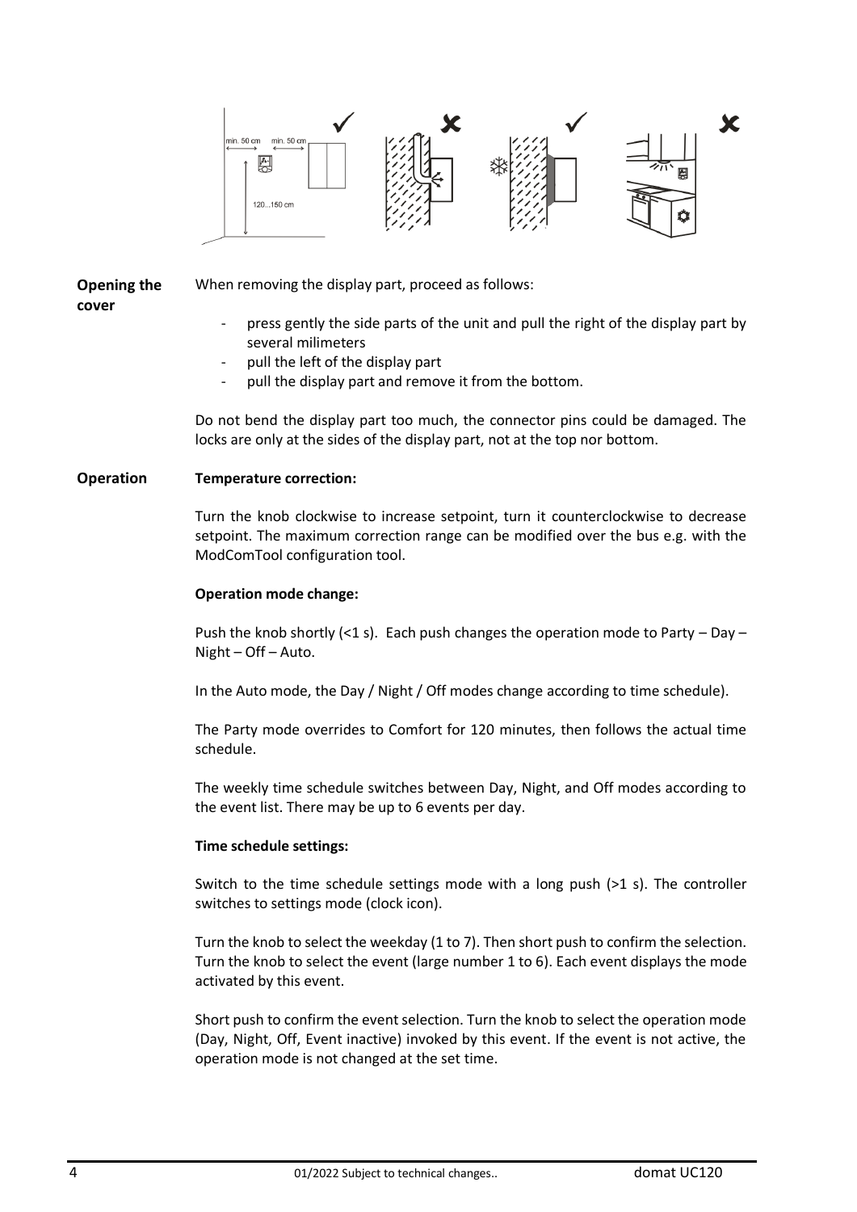**Opening the cover**

When removing the display part, proceed as follows:

- press gently the side parts of the unit and pull the right of the display part by several milimeters
- pull the left of the display part
- pull the display part and remove it from the bottom.

Do not bend the display part too much, the connector pins could be damaged. The locks are only at the sides of the display part, not at the top nor bottom.

**Operation**

**Temperature correction:**

Turn the knob clockwise to increase setpoint, turn it counterclockwise to decrease setpoint. The maximum correction range can be modified over the bus e.g. with the ModComTool configuration tool.

**Operation mode change:**

Push the knob shortly (<1 s). Each push changes the operation mode to Party – Day – Night – Off – Auto.

In the Auto mode, the Day / Night / Off modes change according to time schedule).

The Party mode overrides to Comfort for 120 minutes, then follows the actual time schedule.

The weekly time schedule switches between Day, Night, and Off modes according to the event list. There may be up to 6 events per day.

**Time schedule settings:**

Switch to the time schedule settings mode with a long push (>1 s). The controller switches to settings mode (clock icon).

Turn the knob to select the weekday (1 to 7). Then short push to confirm the selection. Turn the knob to select the event (large number 1 to 6). Each event displays the mode activated by this event.

Short push to confirm the event selection. Turn the knob to select the operation mode (Day, Night, Off, Event inactive) invoked by this event. If the event is not active, the operation mode is not changed at the set time.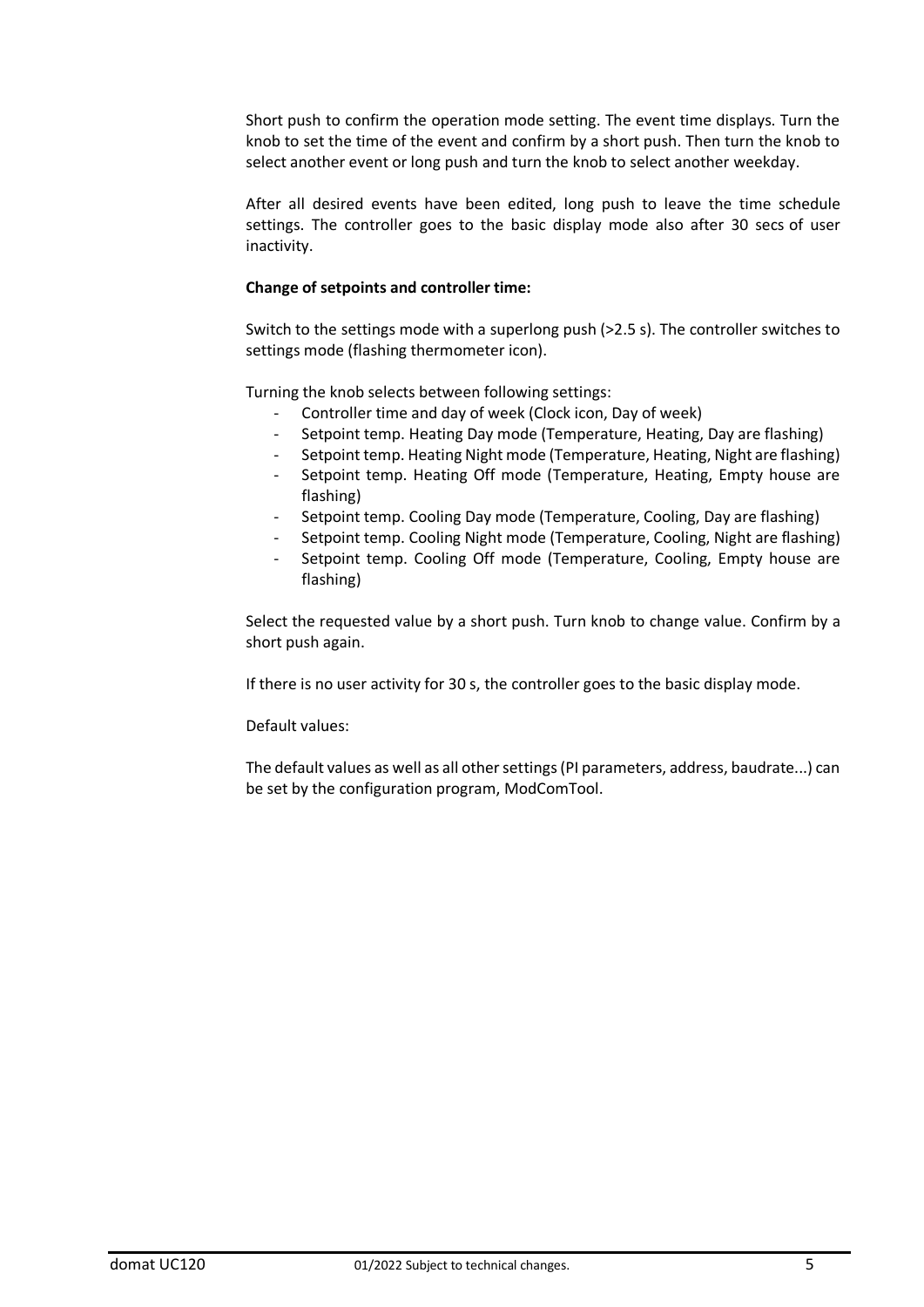Short push to confirm the operation mode setting. The event time displays. Turn the knob to set the time of the event and confirm by a short push. Then turn the knob to select another event or long push and turn the knob to select another weekday.

After all desired events have been edited, long push to leave the time schedule settings. The controller goes to the basic display mode also after 30 secs of user inactivity.

**Change of setpoints and controller time:**

Switch to the settings mode with a superlong push (>2.5 s). The controller switches to settings mode (flashing thermometer icon).

Turning the knob selects between following settings:

- Controller time and day of week (Clock icon, Day of week)
- Setpoint temp. Heating Day mode (Temperature, Heating, Day are flashing)
- Setpoint temp. Heating Night mode (Temperature, Heating, Night are flashing)
- Setpoint temp. Heating Off mode (Temperature, Heating, Empty house are flashing)
- Setpoint temp. Cooling Day mode (Temperature, Cooling, Day are flashing)
- Setpoint temp. Cooling Night mode (Temperature, Cooling, Night are flashing)
- Setpoint temp. Cooling Off mode (Temperature, Cooling, Empty house are flashing)

Select the requested value by a short push. Turn knob to change value. Confirm by a short push again.

If there is no user activity for 30 s, the controller goes to the basic display mode.

Default values:

The default values as well as all other settings (PI parameters, address, baudrate...) can be set by the configuration program, ModComTool.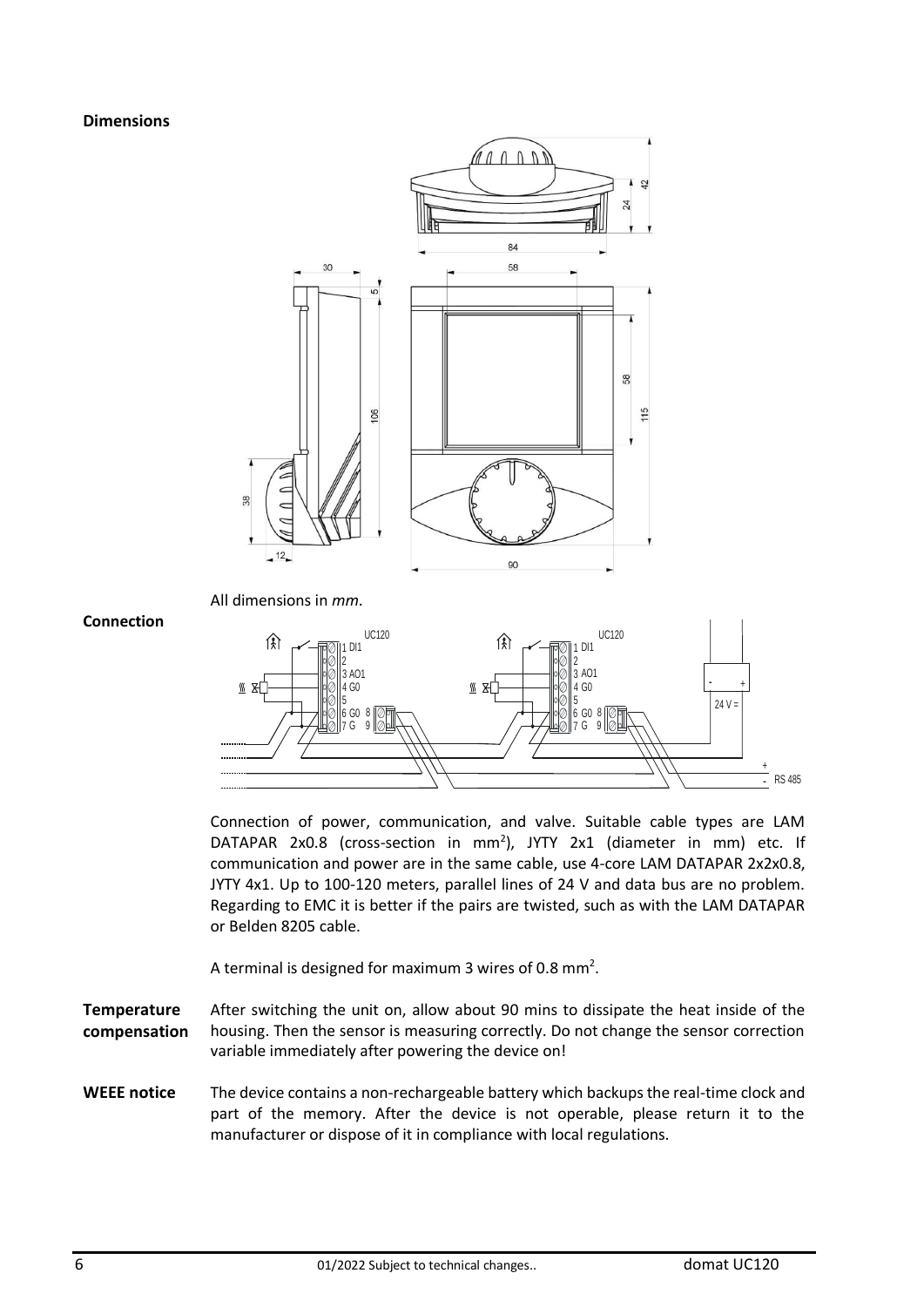**Dimensions**

All dimensions in *mm*.

**Connection**

Connection of power, communication, and valve. Suitable cable types are LAM DATAPAR 2x0.8 (cross-section in mm$^2$), JYTY 2x1 (diameter in mm) etc. If communication and power are in the same cable, use 4-core LAM DATAPAR 2x2x0.8, JYTY 4x1. Up to 100-120 meters, parallel lines of 24 V and data bus are no problem. Regarding to EMC it is better if the pairs are twisted, such as with the LAM DATAPAR or Belden 8205 cable.

A terminal is designed for maximum 3 wires of 0.8 mm$^2$.

**Temperature compensation**

After switching the unit on, allow about 90 mins to dissipate the heat inside of the housing. Then the sensor is measuring correctly. Do not change the sensor correction variable immediately after powering the device on!

**WEEE notice**

The device contains a non-rechargeable battery which backups the real-time clock and part of the memory. After the device is not operable, please return it to the manufacturer or dispose of it in compliance with local regulations.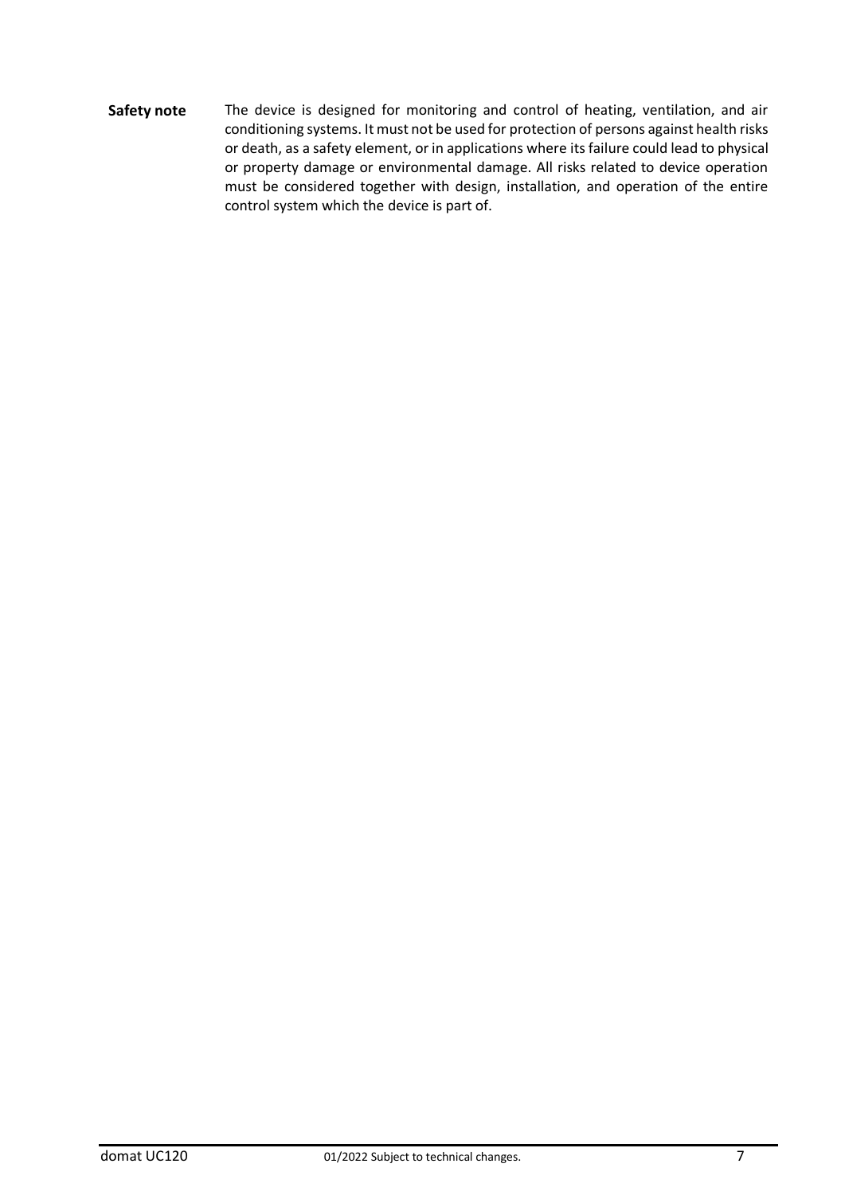**Safety note** The device is designed for monitoring and control of heating, ventilation, and air conditioning systems. It must not be used for protection of persons against health risks or death, as a safety element, or in applications where its failure could lead to physical or property damage or environmental damage. All risks related to device operation must be considered together with design, installation, and operation of the entire control system which the device is part of.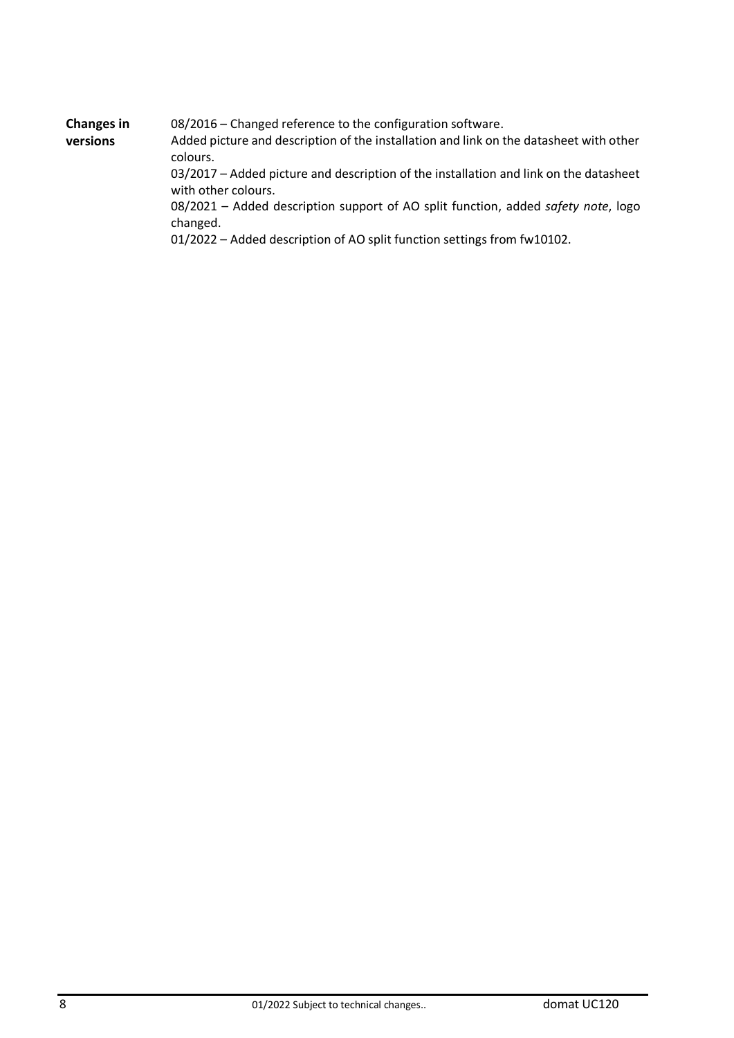**Changes in versions**

08/2016 – Changed reference to the configuration software.
Added picture and description of the installation and link on the datasheet with other colours.
03/2017 – Added picture and description of the installation and link on the datasheet with other colours.
08/2021 – Added description support of AO split function, added *safety note*, logo changed.
01/2022 – Added description of AO split function settings from fw10102.